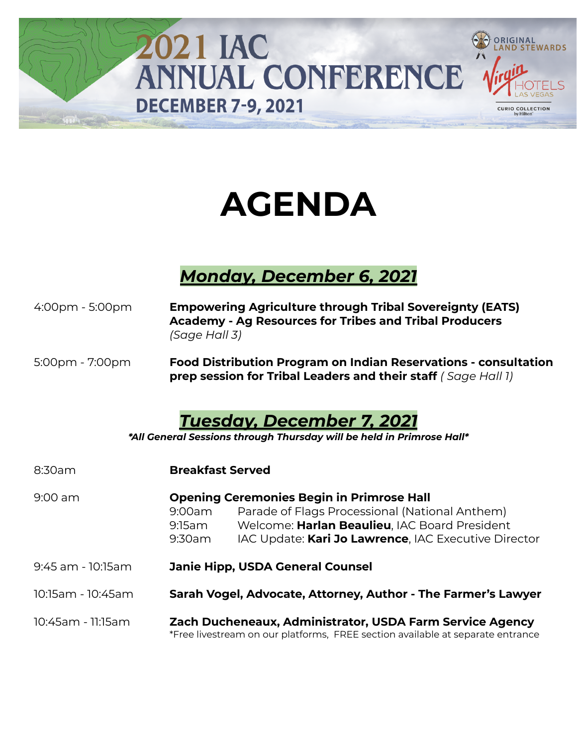# 2021 IAC ANNUAL CONFERENCE

**DECEMBER 7-9, 2021**

ORIGINAL LAND STEWARDS

Virgin HOTELS LAS VEGAS

CURIO COLLECTION by Hilton

# AGENDA

## ***Monday, December 6, 2021***

4:00pm - 5:00pm — **Empowering Agriculture through Tribal Sovereignty (EATS) Academy - Ag Resources for Tribes and Tribal Producers** *(Sage Hall 3)*

5:00pm - 7:00pm — **Food Distribution Program on Indian Reservations - consultation prep session for Tribal Leaders and their staff** *( Sage Hall 1)*

## ***Tuesday, December 7, 2021***

***\*All General Sessions through Thursday will be held in Primrose Hall\****

8:30am — **Breakfast Served**

9:00 am — **Opening Ceremonies Begin in Primrose Hall**

- 9:00am — Parade of Flags Processional (National Anthem)
- 9:15am — Welcome: **Harlan Beaulieu**, IAC Board President
- 9:30am — IAC Update: **Kari Jo Lawrence**, IAC Executive Director

9:45 am - 10:15am — **Janie Hipp, USDA General Counsel**

10:15am - 10:45am — **Sarah Vogel, Advocate, Attorney, Author - The Farmer's Lawyer**

10:45am - 11:15am — **Zach Ducheneaux, Administrator, USDA Farm Service Agency**
*Free livestream on our platforms, FREE section available at separate entrance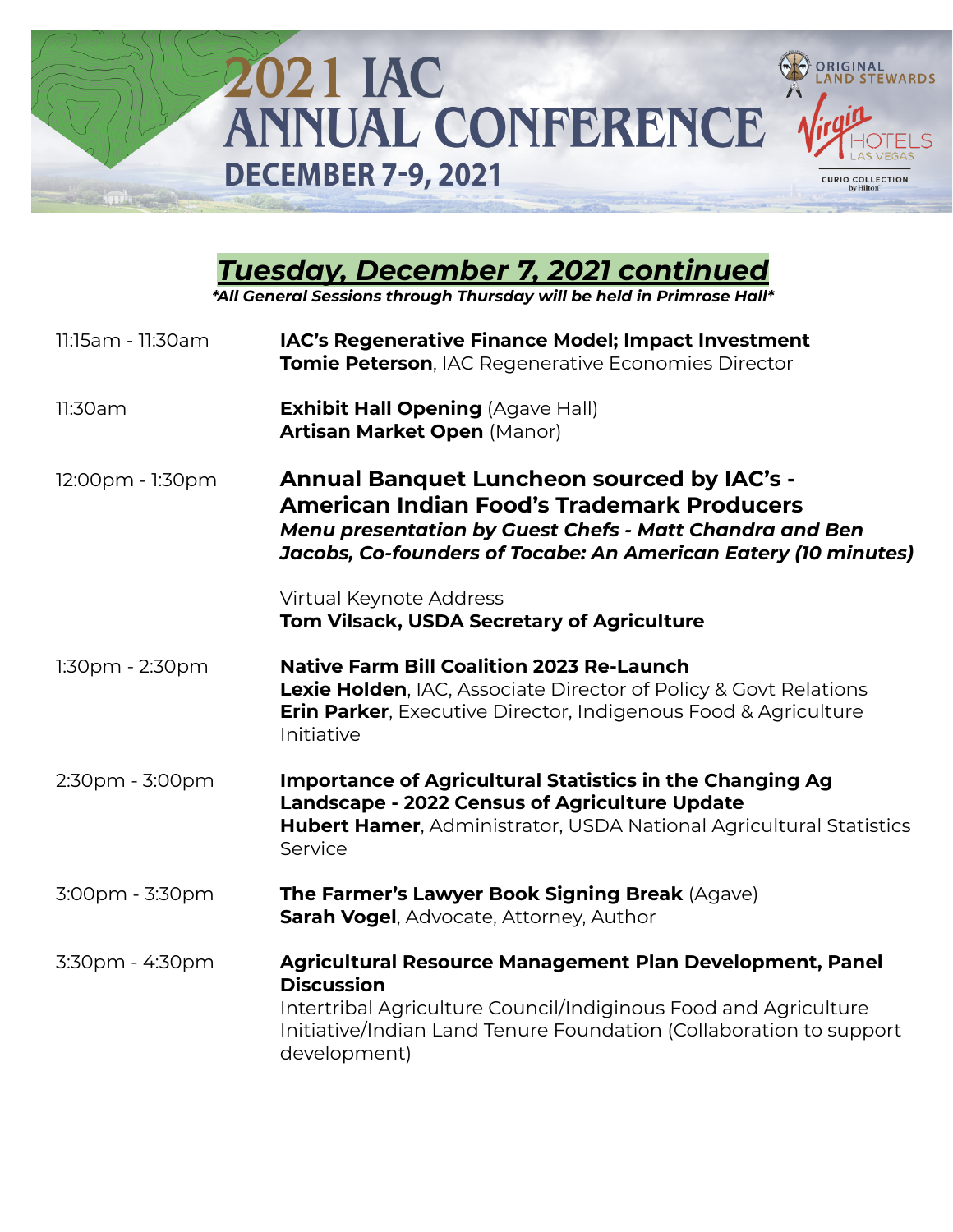# 2021 IAC ANNUAL CONFERENCE

**DECEMBER 7-9, 2021**

ORIGINAL LAND STEWARDS

Virgin HOTELS LAS VEGAS — CURIO COLLECTION by Hilton

## ***Tuesday, December 7, 2021 continued***

***\*All General Sessions through Thursday will be held in Primrose Hall\****

| Time | Session |
|---|---|
| 11:15am - 11:30am | **IAC's Regenerative Finance Model; Impact Investment**<br>**Tomie Peterson**, IAC Regenerative Economies Director |
| 11:30am | **Exhibit Hall Opening** (Agave Hall)<br>**Artisan Market Open** (Manor) |
| 12:00pm - 1:30pm | **Annual Banquet Luncheon sourced by IAC's - American Indian Food's Trademark Producers**<br>***Menu presentation by Guest Chefs - Matt Chandra and Ben Jacobs, Co-founders of Tocabe: An American Eatery (10 minutes)***<br><br>Virtual Keynote Address<br>**Tom Vilsack, USDA Secretary of Agriculture** |
| 1:30pm - 2:30pm | **Native Farm Bill Coalition 2023 Re-Launch**<br>**Lexie Holden**, IAC, Associate Director of Policy & Govt Relations<br>**Erin Parker**, Executive Director, Indigenous Food & Agriculture Initiative |
| 2:30pm - 3:00pm | **Importance of Agricultural Statistics in the Changing Ag Landscape - 2022 Census of Agriculture Update**<br>**Hubert Hamer**, Administrator, USDA National Agricultural Statistics Service |
| 3:00pm - 3:30pm | **The Farmer's Lawyer Book Signing Break** (Agave)<br>**Sarah Vogel**, Advocate, Attorney, Author |
| 3:30pm - 4:30pm | **Agricultural Resource Management Plan Development, Panel Discussion**<br>Intertribal Agriculture Council/Indiginous Food and Agriculture Initiative/Indian Land Tenure Foundation (Collaboration to support development) |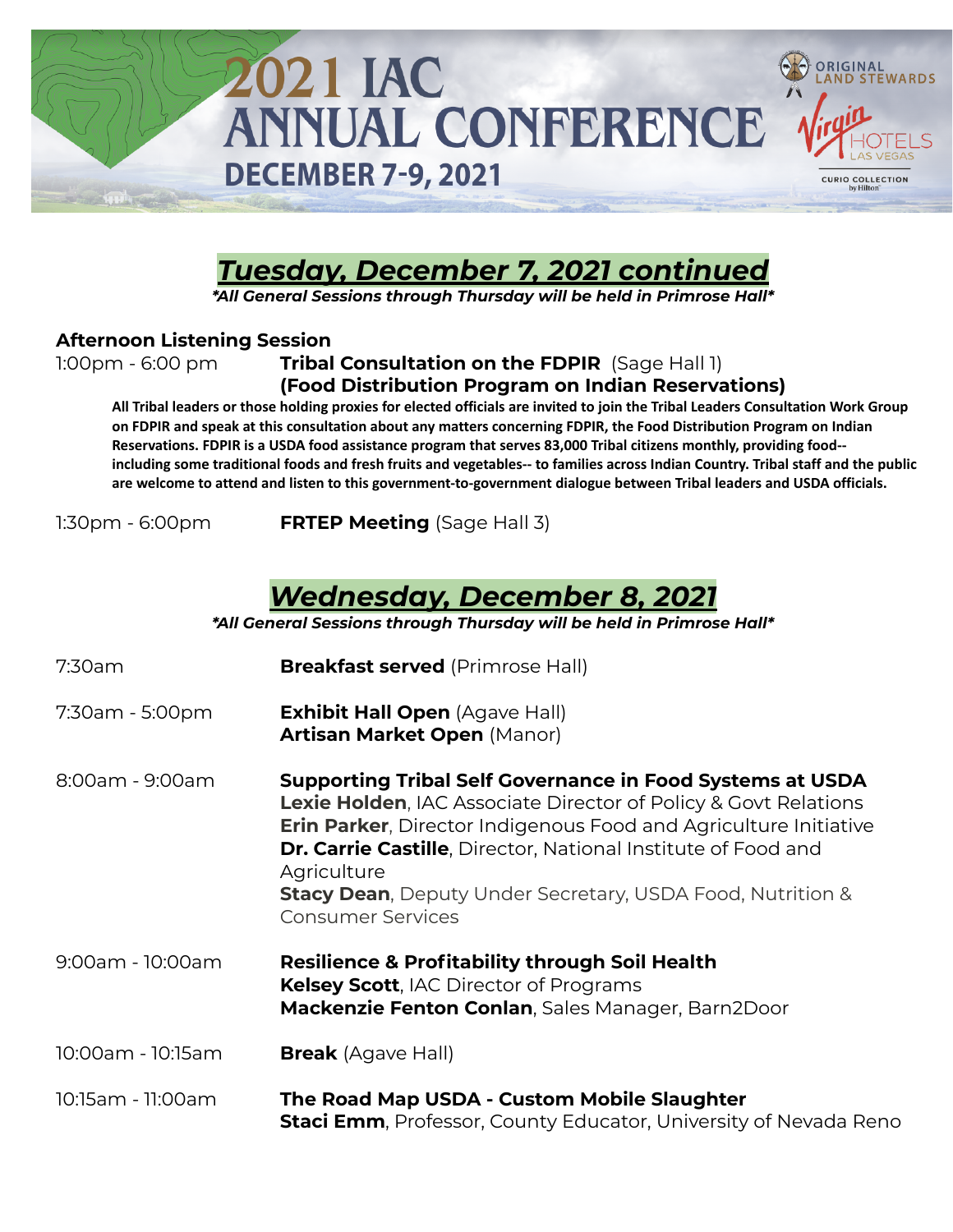# 2021 IAC ANNUAL CONFERENCE

**DECEMBER 7-9, 2021**

ORIGINAL LAND STEWARDS

Virgin HOTELS LAS VEGAS — CURIO COLLECTION by Hilton

## *Tuesday, December 7, 2021 continued*

***All General Sessions through Thursday will be held in Primrose Hall***

### Afternoon Listening Session

1:00pm - 6:00 pm — **Tribal Consultation on the FDPIR** (Sage Hall 1)
**(Food Distribution Program on Indian Reservations)**

**All Tribal leaders or those holding proxies for elected officials are invited to join the Tribal Leaders Consultation Work Group on FDPIR and speak at this consultation about any matters concerning FDPIR, the Food Distribution Program on Indian Reservations. FDPIR is a USDA food assistance program that serves 83,000 Tribal citizens monthly, providing food-- including some traditional foods and fresh fruits and vegetables-- to families across Indian Country. Tribal staff and the public are welcome to attend and listen to this government-to-government dialogue between Tribal leaders and USDA officials.**

1:30pm - 6:00pm — **FRTEP Meeting** (Sage Hall 3)

## *Wednesday, December 8, 2021*

***All General Sessions through Thursday will be held in Primrose Hall***

7:30am — **Breakfast served** (Primrose Hall)

7:30am - 5:00pm — **Exhibit Hall Open** (Agave Hall)
**Artisan Market Open** (Manor)

8:00am - 9:00am — **Supporting Tribal Self Governance in Food Systems at USDA**
**Lexie Holden**, IAC Associate Director of Policy & Govt Relations
**Erin Parker**, Director Indigenous Food and Agriculture Initiative
**Dr. Carrie Castille**, Director, National Institute of Food and Agriculture
**Stacy Dean**, Deputy Under Secretary, USDA Food, Nutrition & Consumer Services

9:00am - 10:00am — **Resilience & Profitability through Soil Health**
**Kelsey Scott**, IAC Director of Programs
**Mackenzie Fenton Conlan**, Sales Manager, Barn2Door

10:00am - 10:15am — **Break** (Agave Hall)

10:15am - 11:00am — **The Road Map USDA - Custom Mobile Slaughter**
**Staci Emm**, Professor, County Educator, University of Nevada Reno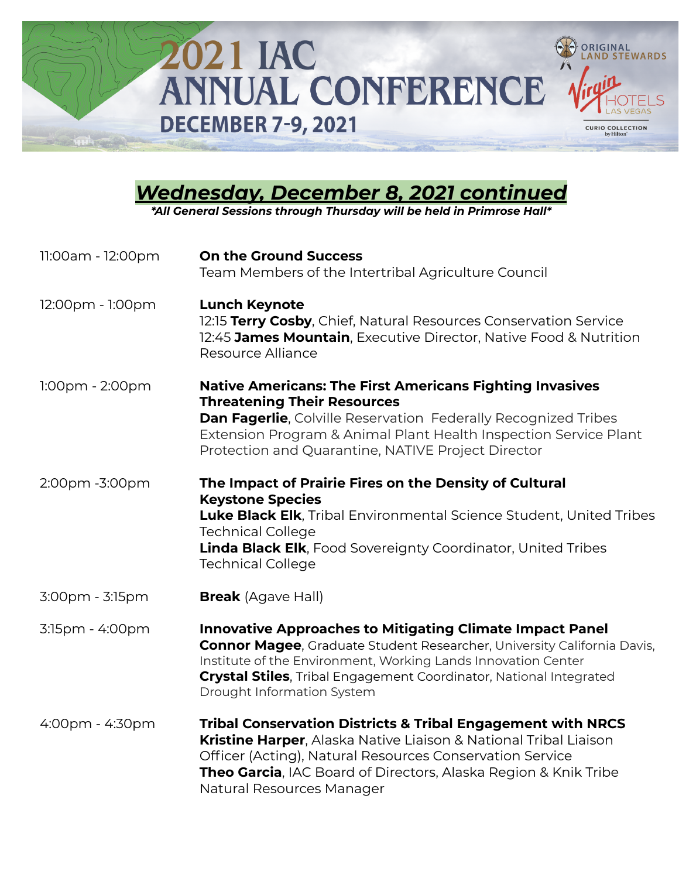# 2021 IAC ANNUAL CONFERENCE

**DECEMBER 7-9, 2021**

## ***Wednesday, December 8, 2021 continued***

***\*All General Sessions through Thursday will be held in Primrose Hall\****

| | |
|---|---|
| 11:00am - 12:00pm | **On the Ground Success**<br>Team Members of the Intertribal Agriculture Council |
| 12:00pm - 1:00pm | **Lunch Keynote**<br>12:15 **Terry Cosby**, Chief, Natural Resources Conservation Service<br>12:45 **James Mountain**, Executive Director, Native Food & Nutrition Resource Alliance |
| 1:00pm - 2:00pm | **Native Americans: The First Americans Fighting Invasives Threatening Their Resources**<br>**Dan Fagerlie**, Colville Reservation Federally Recognized Tribes Extension Program & Animal Plant Health Inspection Service Plant Protection and Quarantine, NATIVE Project Director |
| 2:00pm -3:00pm | **The Impact of Prairie Fires on the Density of Cultural Keystone Species**<br>**Luke Black Elk**, Tribal Environmental Science Student, United Tribes Technical College<br>**Linda Black Elk**, Food Sovereignty Coordinator, United Tribes Technical College |
| 3:00pm - 3:15pm | **Break** (Agave Hall) |
| 3:15pm - 4:00pm | **Innovative Approaches to Mitigating Climate Impact Panel**<br>**Connor Magee**, Graduate Student Researcher, University California Davis, Institute of the Environment, Working Lands Innovation Center<br>**Crystal Stiles**, Tribal Engagement Coordinator, National Integrated Drought Information System |
| 4:00pm - 4:30pm | **Tribal Conservation Districts & Tribal Engagement with NRCS**<br>**Kristine Harper**, Alaska Native Liaison & National Tribal Liaison Officer (Acting), Natural Resources Conservation Service<br>**Theo Garcia**, IAC Board of Directors, Alaska Region & Knik Tribe Natural Resources Manager |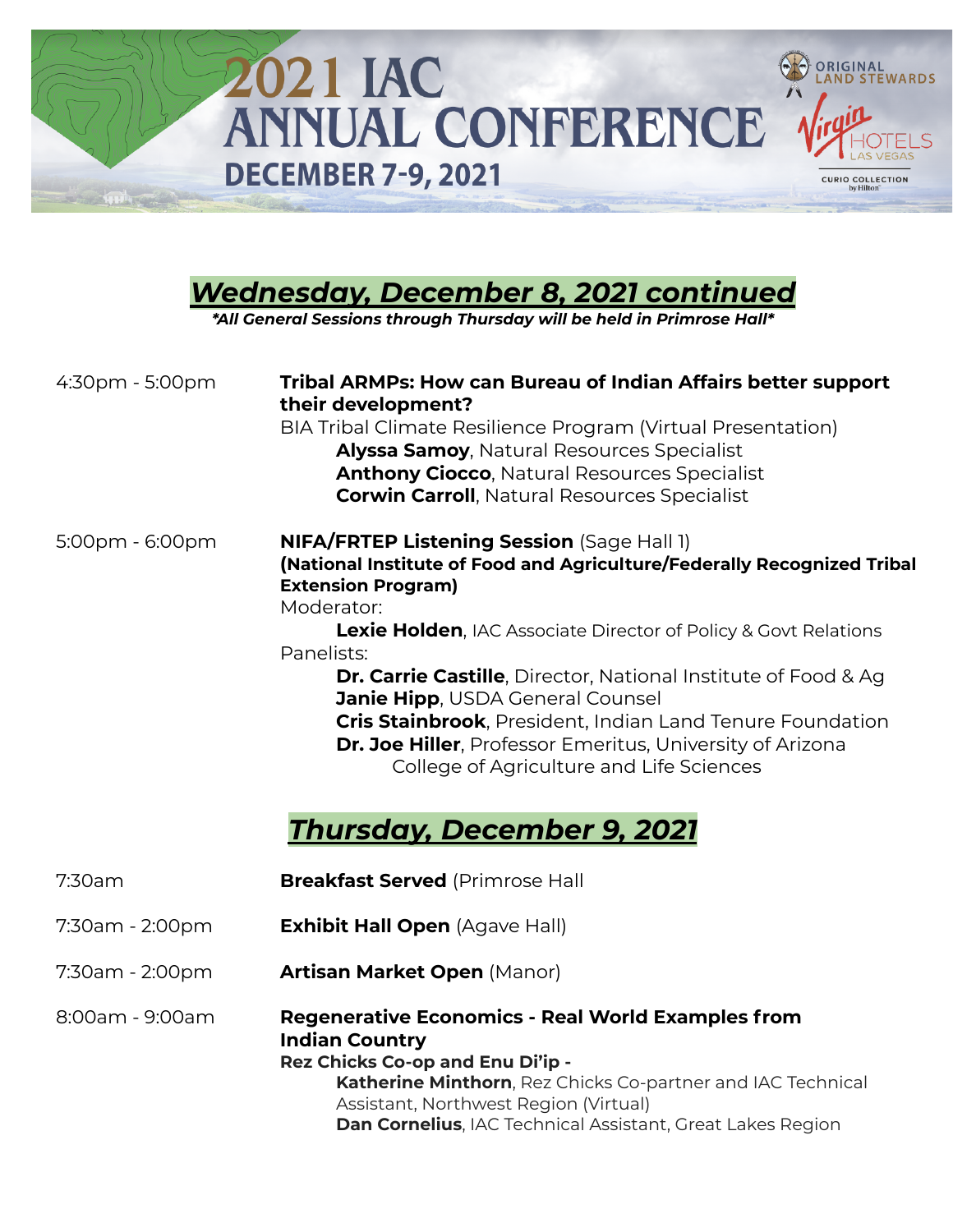# 2021 IAC ANNUAL CONFERENCE
## DECEMBER 7-9, 2021

## *Wednesday, December 8, 2021 continued*

***All General Sessions through Thursday will be held in Primrose Hall***

4:30pm - 5:00pm — **Tribal ARMPs: How can Bureau of Indian Affairs better support their development?**
BIA Tribal Climate Resilience Program (Virtual Presentation)
- **Alyssa Samoy**, Natural Resources Specialist
- **Anthony Ciocco**, Natural Resources Specialist
- **Corwin Carroll**, Natural Resources Specialist

5:00pm - 6:00pm — **NIFA/FRTEP Listening Session** (Sage Hall 1)
**(National Institute of Food and Agriculture/Federally Recognized Tribal Extension Program)**
Moderator:
- **Lexie Holden**, IAC Associate Director of Policy & Govt Relations

Panelists:
- **Dr. Carrie Castille**, Director, National Institute of Food & Ag
- **Janie Hipp**, USDA General Counsel
- **Cris Stainbrook**, President, Indian Land Tenure Foundation
- **Dr. Joe Hiller**, Professor Emeritus, University of Arizona College of Agriculture and Life Sciences

## *Thursday, December 9, 2021*

7:30am — **Breakfast Served** (Primrose Hall

7:30am - 2:00pm — **Exhibit Hall Open** (Agave Hall)

7:30am - 2:00pm — **Artisan Market Open** (Manor)

8:00am - 9:00am — **Regenerative Economics - Real World Examples from Indian Country**
**Rez Chicks Co-op and Enu Di'ip -**
- **Katherine Minthorn**, Rez Chicks Co-partner and IAC Technical Assistant, Northwest Region (Virtual)
- **Dan Cornelius**, IAC Technical Assistant, Great Lakes Region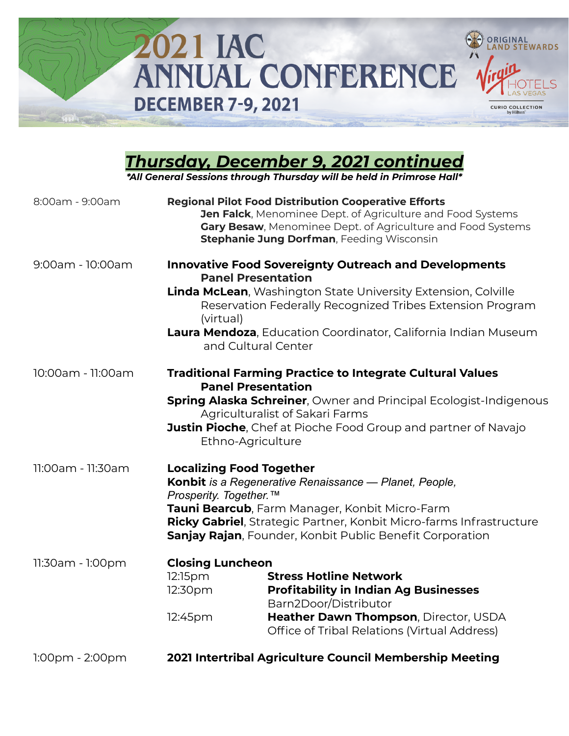# 2021 IAC ANNUAL CONFERENCE

**DECEMBER 7-9, 2021**

ORIGINAL LAND STEWARDS

Virgin HOTELS LAS VEGAS

CURIO COLLECTION by Hilton

## ***Thursday, December 9, 2021 continued***

***\*All General Sessions through Thursday will be held in Primrose Hall\****

**8:00am - 9:00am** — **Regional Pilot Food Distribution Cooperative Efforts**

- **Jen Falck**, Menominee Dept. of Agriculture and Food Systems
- **Gary Besaw**, Menominee Dept. of Agriculture and Food Systems
- **Stephanie Jung Dorfman**, Feeding Wisconsin

**9:00am - 10:00am** — **Innovative Food Sovereignty Outreach and Developments Panel Presentation**

- **Linda McLean**, Washington State University Extension, Colville Reservation Federally Recognized Tribes Extension Program (virtual)
- **Laura Mendoza**, Education Coordinator, California Indian Museum and Cultural Center

**10:00am - 11:00am** — **Traditional Farming Practice to Integrate Cultural Values Panel Presentation**

- **Spring Alaska Schreiner**, Owner and Principal Ecologist-Indigenous Agriculturalist of Sakari Farms
- **Justin Pioche**, Chef at Pioche Food Group and partner of Navajo Ethno-Agriculture

**11:00am - 11:30am** — **Localizing Food Together**

**Konbit** *is a Regenerative Renaissance — Planet, People, Prosperity. Together.™*

- **Tauni Bearcub**, Farm Manager, Konbit Micro-Farm
- **Ricky Gabriel**, Strategic Partner, Konbit Micro-farms Infrastructure
- **Sanjay Rajan**, Founder, Konbit Public Benefit Corporation

**11:30am - 1:00pm** — **Closing Luncheon**

| | |
|---|---|
| 12:15pm | **Stress Hotline Network** |
| 12:30pm | **Profitability in Indian Ag Businesses** Barn2Door/Distributor |
| 12:45pm | **Heather Dawn Thompson**, Director, USDA Office of Tribal Relations (Virtual Address) |

**1:00pm - 2:00pm** — **2021 Intertribal Agriculture Council Membership Meeting**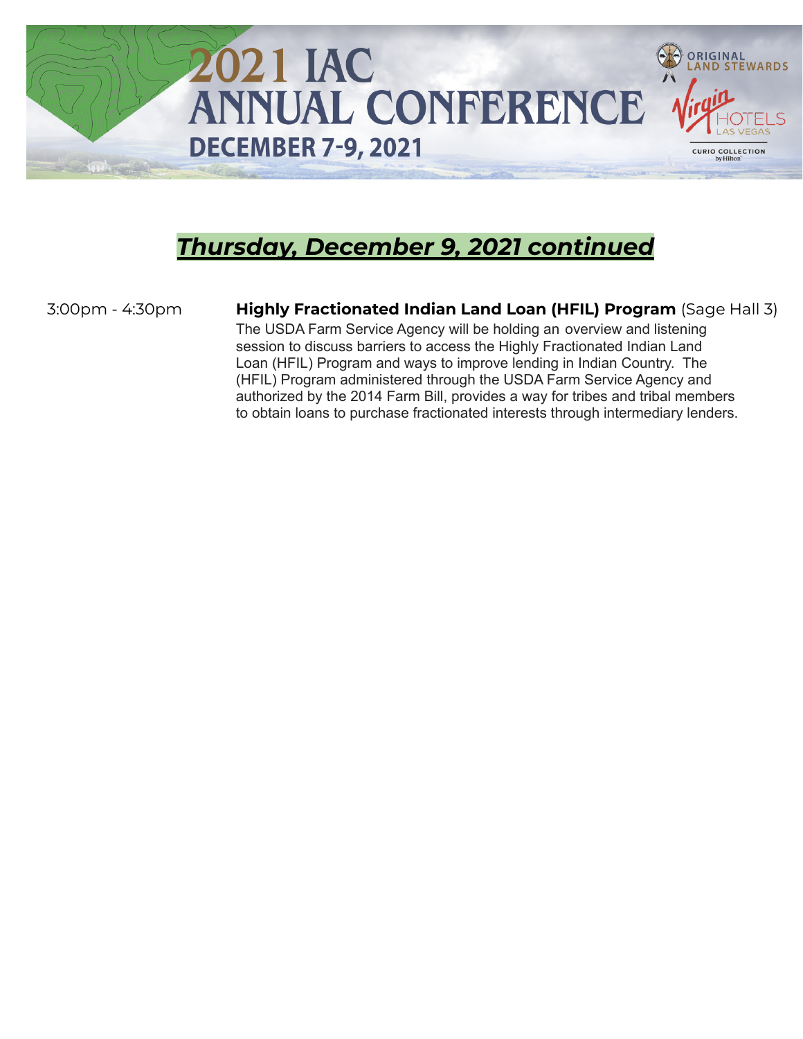## *Thursday, December 9, 2021 continued*

3:00pm - 4:30pm **Highly Fractionated Indian Land Loan (HFIL) Program** (Sage Hall 3)

The USDA Farm Service Agency will be holding an overview and listening session to discuss barriers to access the Highly Fractionated Indian Land Loan (HFIL) Program and ways to improve lending in Indian Country. The (HFIL) Program administered through the USDA Farm Service Agency and authorized by the 2014 Farm Bill, provides a way for tribes and tribal members to obtain loans to purchase fractionated interests through intermediary lenders.